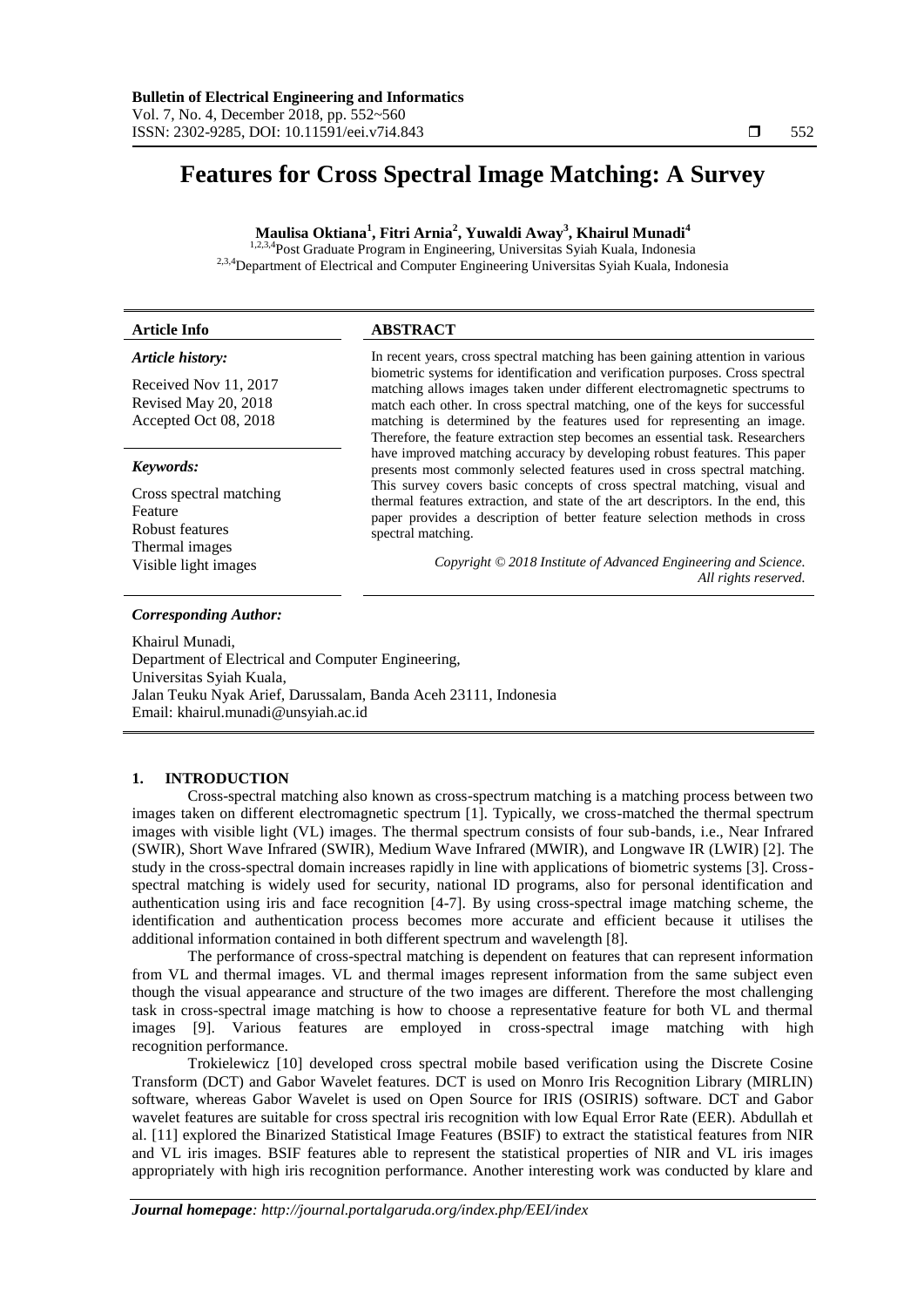# Features for Cross Spectral Image Matching: A Survey

**Maulisa Oktiana[1], Fitri Arnia[2], Yuwaldi Away[3], Khairul Munadi[4]**

[1,2,3,4]Post Graduate Program in Engineering, Universitas Syiah Kuala, Indonesia
[2,3,4]Department of Electrical and Computer Engineering Universitas Syiah Kuala, Indonesia

**Article Info**

*Article history:*

Received Nov 11, 2017
Revised May 20, 2018
Accepted Oct 08, 2018

*Keywords:*

Cross spectral matching
Feature
Robust features
Thermal images
Visible light images

**ABSTRACT**

In recent years, cross spectral matching has been gaining attention in various biometric systems for identification and verification purposes. Cross spectral matching allows images taken under different electromagnetic spectrums to match each other. In cross spectral matching, one of the keys for successful matching is determined by the features used for representing an image. Therefore, the feature extraction step becomes an essential task. Researchers have improved matching accuracy by developing robust features. This paper presents most commonly selected features used in cross spectral matching. This survey covers basic concepts of cross spectral matching, visual and thermal features extraction, and state of the art descriptors. In the end, this paper provides a description of better feature selection methods in cross spectral matching.

*Copyright © 2018 Institute of Advanced Engineering and Science. All rights reserved.*

*Corresponding Author:*

Khairul Munadi,
Department of Electrical and Computer Engineering,
Universitas Syiah Kuala,
Jalan Teuku Nyak Arief, Darussalam, Banda Aceh 23111, Indonesia
Email: khairul.munadi@unsyiah.ac.id

## 1. INTRODUCTION

Cross-spectral matching also known as cross-spectrum matching is a matching process between two images taken on different electromagnetic spectrum [1]. Typically, we cross-matched the thermal spectrum images with visible light (VL) images. The thermal spectrum consists of four sub-bands, i.e., Near Infrared (SWIR), Short Wave Infrared (SWIR), Medium Wave Infrared (MWIR), and Longwave IR (LWIR) [2]. The study in the cross-spectral domain increases rapidly in line with applications of biometric systems [3]. Cross-spectral matching is widely used for security, national ID programs, also for personal identification and authentication using iris and face recognition [4-7]. By using cross-spectral image matching scheme, the identification and authentication process becomes more accurate and efficient because it utilises the additional information contained in both different spectrum and wavelength [8].

The performance of cross-spectral matching is dependent on features that can represent information from VL and thermal images. VL and thermal images represent information from the same subject even though the visual appearance and structure of the two images are different. Therefore the most challenging task in cross-spectral image matching is how to choose a representative feature for both VL and thermal images [9]. Various features are employed in cross-spectral image matching with high recognition performance.

Trokielewicz [10] developed cross spectral mobile based verification using the Discrete Cosine Transform (DCT) and Gabor Wavelet features. DCT is used on Monro Iris Recognition Library (MIRLIN) software, whereas Gabor Wavelet is used on Open Source for IRIS (OSIRIS) software. DCT and Gabor wavelet features are suitable for cross spectral iris recognition with low Equal Error Rate (EER). Abdullah et al. [11] explored the Binarized Statistical Image Features (BSIF) to extract the statistical features from NIR and VL iris images. BSIF features able to represent the statistical properties of NIR and VL iris images appropriately with high iris recognition performance. Another interesting work was conducted by klare and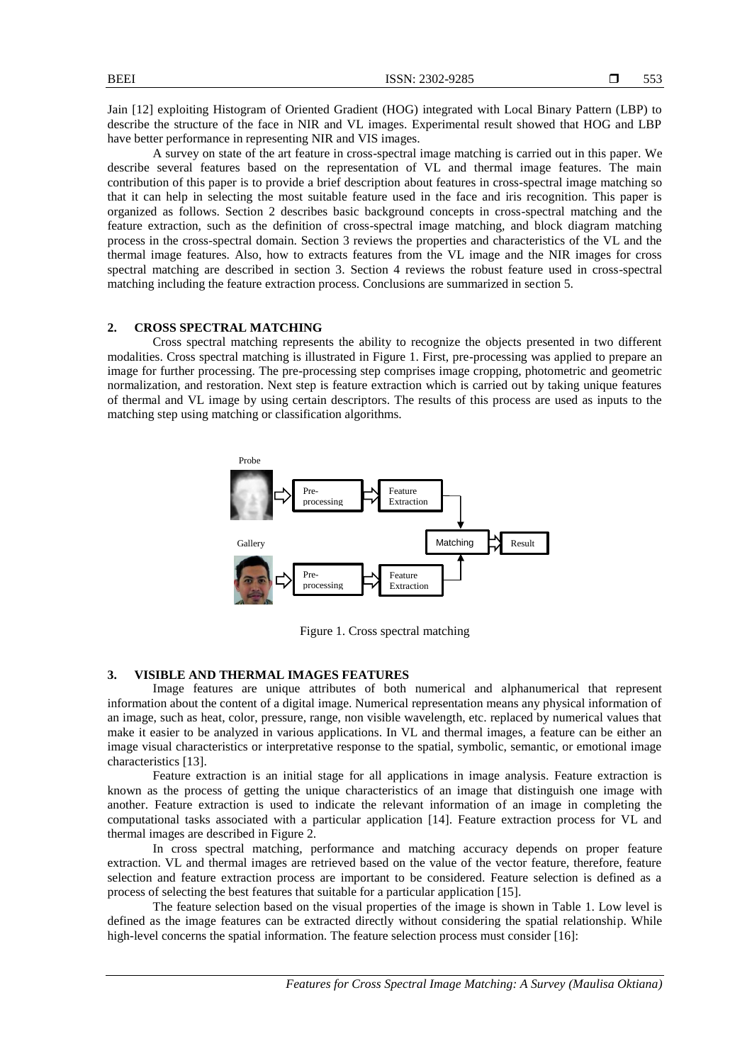Jain [12] exploiting Histogram of Oriented Gradient (HOG) integrated with Local Binary Pattern (LBP) to describe the structure of the face in NIR and VL images. Experimental result showed that HOG and LBP have better performance in representing NIR and VIS images.

A survey on state of the art feature in cross-spectral image matching is carried out in this paper. We describe several features based on the representation of VL and thermal image features. The main contribution of this paper is to provide a brief description about features in cross-spectral image matching so that it can help in selecting the most suitable feature used in the face and iris recognition. This paper is organized as follows. Section 2 describes basic background concepts in cross-spectral matching and the feature extraction, such as the definition of cross-spectral image matching, and block diagram matching process in the cross-spectral domain. Section 3 reviews the properties and characteristics of the VL and the thermal image features. Also, how to extracts features from the VL image and the NIR images for cross spectral matching are described in section 3. Section 4 reviews the robust feature used in cross-spectral matching including the feature extraction process. Conclusions are summarized in section 5.

## 2. CROSS SPECTRAL MATCHING

Cross spectral matching represents the ability to recognize the objects presented in two different modalities. Cross spectral matching is illustrated in Figure 1. First, pre-processing was applied to prepare an image for further processing. The pre-processing step comprises image cropping, photometric and geometric normalization, and restoration. Next step is feature extraction which is carried out by taking unique features of thermal and VL image by using certain descriptors. The results of this process are used as inputs to the matching step using matching or classification algorithms.

Probe → Pre-processing → Feature Extraction → Matching → Result

Gallery → Pre-processing → Feature Extraction → Matching

Figure 1. Cross spectral matching

## 3. VISIBLE AND THERMAL IMAGES FEATURES

Image features are unique attributes of both numerical and alphanumerical that represent information about the content of a digital image. Numerical representation means any physical information of an image, such as heat, color, pressure, range, non visible wavelength, etc. replaced by numerical values that make it easier to be analyzed in various applications. In VL and thermal images, a feature can be either an image visual characteristics or interpretative response to the spatial, symbolic, semantic, or emotional image characteristics [13].

Feature extraction is an initial stage for all applications in image analysis. Feature extraction is known as the process of getting the unique characteristics of an image that distinguish one image with another. Feature extraction is used to indicate the relevant information of an image in completing the computational tasks associated with a particular application [14]. Feature extraction process for VL and thermal images are described in Figure 2.

In cross spectral matching, performance and matching accuracy depends on proper feature extraction. VL and thermal images are retrieved based on the value of the vector feature, therefore, feature selection and feature extraction process are important to be considered. Feature selection is defined as a process of selecting the best features that suitable for a particular application [15].

The feature selection based on the visual properties of the image is shown in Table 1. Low level is defined as the image features can be extracted directly without considering the spatial relationship. While high-level concerns the spatial information. The feature selection process must consider [16]: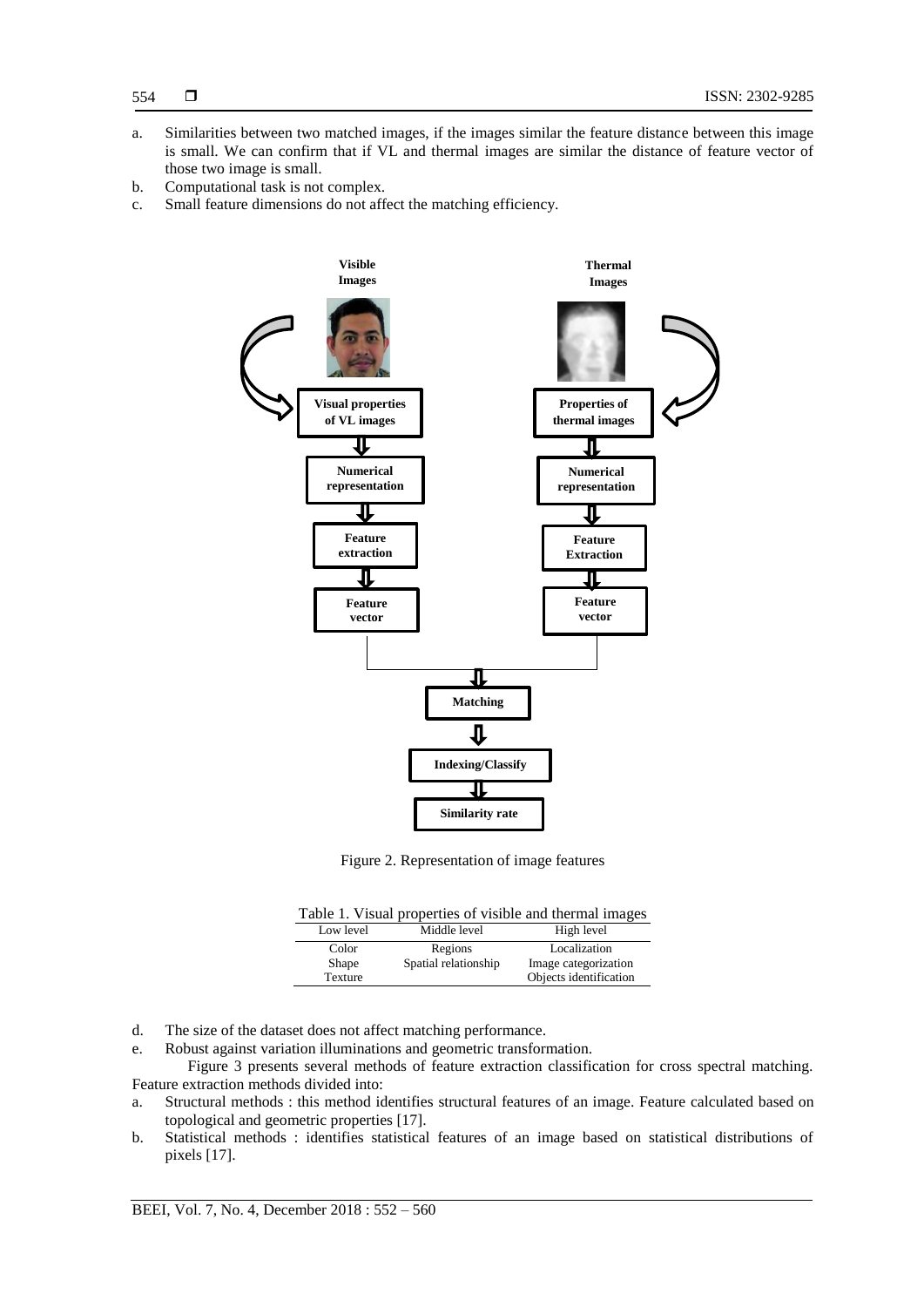a. Similarities between two matched images, if the images similar the feature distance between this image is small. We can confirm that if VL and thermal images are similar the distance of feature vector of those two image is small.
b. Computational task is not complex.
c. Small feature dimensions do not affect the matching efficiency.

Figure 2. Representation of image features

Table 1. Visual properties of visible and thermal images

| Low level | Middle level | High level |
|---|---|---|
| Color | Regions | Localization |
| Shape | Spatial relationship | Image categorization |
| Texture | | Objects identification |

d. The size of the dataset does not affect matching performance.
e. Robust against variation illuminations and geometric transformation.

Figure 3 presents several methods of feature extraction classification for cross spectral matching. Feature extraction methods divided into:

a. Structural methods : this method identifies structural features of an image. Feature calculated based on topological and geometric properties [17].
b. Statistical methods : identifies statistical features of an image based on statistical distributions of pixels [17].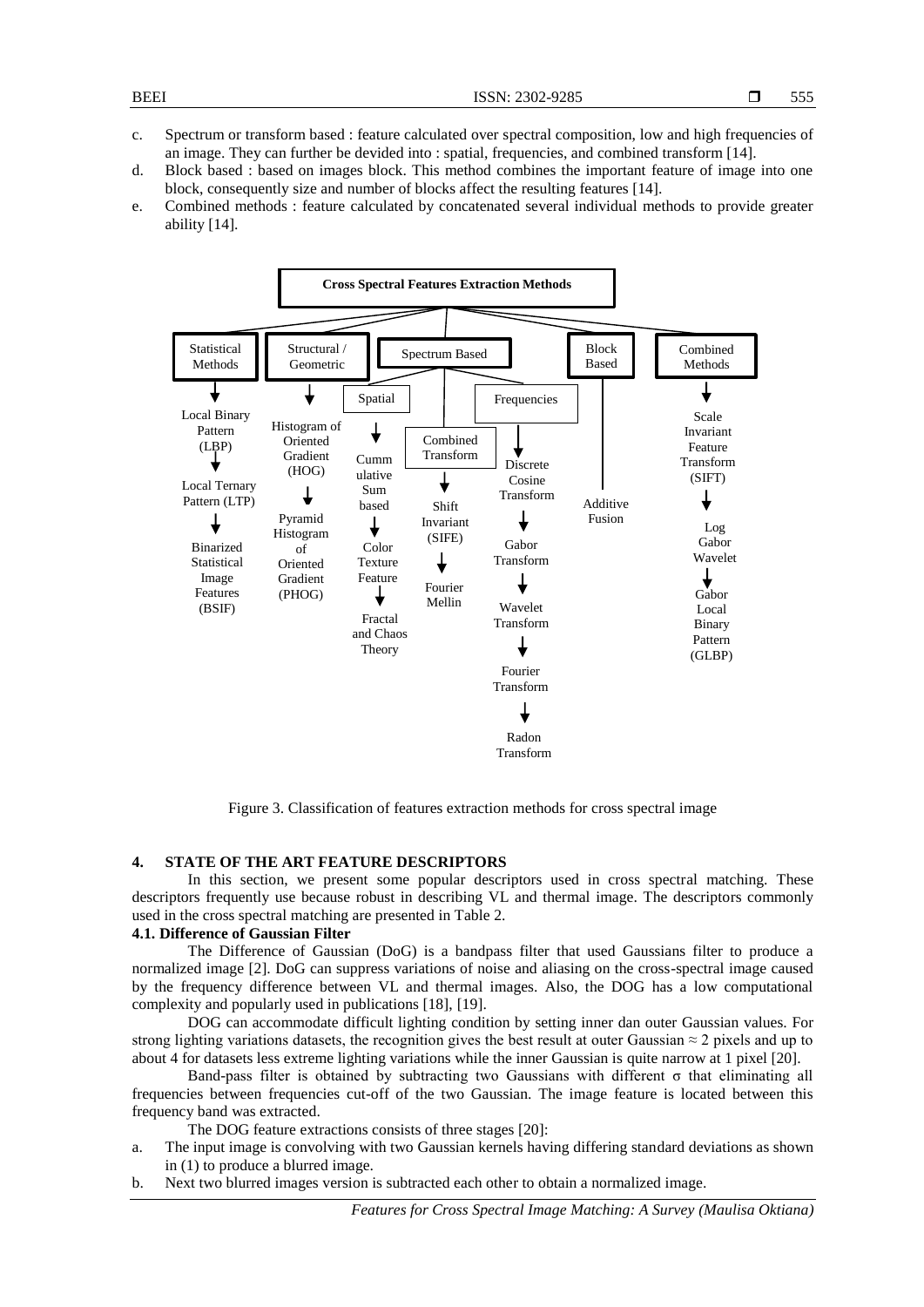c. Spectrum or transform based : feature calculated over spectral composition, low and high frequencies of an image. They can further be devided into : spatial, frequencies, and combined transform [14].
d. Block based : based on images block. This method combines the important feature of image into one block, consequently size and number of blocks affect the resulting features [14].
e. Combined methods : feature calculated by concatenated several individual methods to provide greater ability [14].

**Cross Spectral Features Extraction Methods**

- Statistical Methods
  - Local Binary Pattern (LBP)
  - Local Ternary Pattern (LTP)
  - Binarized Statistical Image Features (BSIF)
- Structural / Geometric
  - Histogram of Oriented Gradient (HOG)
  - Pyramid Histogram of Oriented Gradient (PHOG)
- Spectrum Based
  - Spatial
    - Cummulative Sum based
    - Color Texture Feature
    - Fractal and Chaos Theory
  - Combined Transform
    - Shift Invariant (SIFE)
    - Fourier Mellin
  - Frequencies
    - Discrete Cosine Transform
    - Gabor Transform
    - Wavelet Transform
    - Fourier Transform
    - Radon Transform
- Block Based
  - Additive Fusion
- Combined Methods
  - Scale Invariant Feature Transform (SIFT)
  - Log Gabor Wavelet
  - Gabor Local Binary Pattern (GLBP)

Figure 3. Classification of features extraction methods for cross spectral image

## 4. STATE OF THE ART FEATURE DESCRIPTORS

In this section, we present some popular descriptors used in cross spectral matching. These descriptors frequently use because robust in describing VL and thermal image. The descriptors commonly used in the cross spectral matching are presented in Table 2.

### 4.1. Difference of Gaussian Filter

The Difference of Gaussian (DoG) is a bandpass filter that used Gaussians filter to produce a normalized image [2]. DoG can suppress variations of noise and aliasing on the cross-spectral image caused by the frequency difference between VL and thermal images. Also, the DOG has a low computational complexity and popularly used in publications [18], [19].

DOG can accommodate difficult lighting condition by setting inner dan outer Gaussian values. For strong lighting variations datasets, the recognition gives the best result at outer Gaussian $\approx 2$ pixels and up to about 4 for datasets less extreme lighting variations while the inner Gaussian is quite narrow at 1 pixel [20].

Band-pass filter is obtained by subtracting two Gaussians with different $\sigma$ that eliminating all frequencies between frequencies cut-off of the two Gaussian. The image feature is located between this frequency band was extracted.

The DOG feature extractions consists of three stages [20]:

a. The input image is convolving with two Gaussian kernels having differing standard deviations as shown in (1) to produce a blurred image.
b. Next two blurred images version is subtracted each other to obtain a normalized image.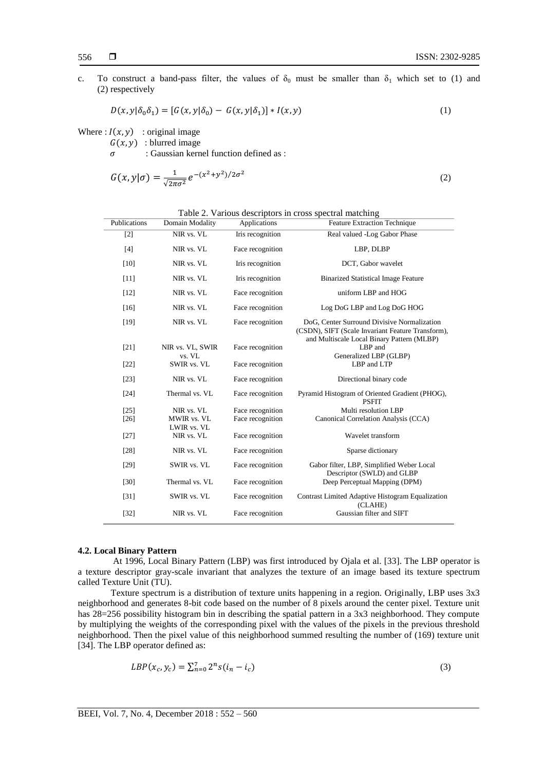c. To construct a band-pass filter, the values of $\delta_0$ must be smaller than $\delta_1$ which set to (1) and (2) respectively

$$D(x, y|\delta_0\delta_1) = [G(x, y|\delta_0) - G(x, y|\delta_1)] * I(x, y) \tag{1}$$

Where : $I(x, y)$ : original image
$G(x, y)$ : blurred image
$\sigma$ : Gaussian kernel function defined as :

$$G(x, y|\sigma) = \frac{1}{\sqrt{2\pi\sigma^2}} e^{-(x^2+y^2)/2\sigma^2} \tag{2}$$

Table 2. Various descriptors in cross spectral matching

| Publications | Domain Modality | Applications | Feature Extraction Technique |
|---|---|---|---|
| [2] | NIR vs. VL | Iris recognition | Real valued -Log Gabor Phase |
| [4] | NIR vs. VL | Face recognition | LBP, DLBP |
| [10] | NIR vs. VL | Iris recognition | DCT, Gabor wavelet |
| [11] | NIR vs. VL | Iris recognition | Binarized Statistical Image Feature |
| [12] | NIR vs. VL | Face recognition | uniform LBP and HOG |
| [16] | NIR vs. VL | Face recognition | Log DoG LBP and Log DoG HOG |
| [19] | NIR vs. VL | Face recognition | DoG, Center Surround Divisive Normalization (CSDN), SIFT (Scale Invariant Feature Transform), and Multiscale Local Binary Pattern (MLBP) |
| [21] | NIR vs. VL, SWIR vs. VL | Face recognition | LBP and Generalized LBP (GLBP) |
| [22] | SWIR vs. VL | Face recognition | LBP and LTP |
| [23] | NIR vs. VL | Face recognition | Directional binary code |
| [24] | Thermal vs. VL | Face recognition | Pyramid Histogram of Oriented Gradient (PHOG), PSFIT |
| [25] | NIR vs. VL | Face recognition | Multi resolution LBP |
| [26] | MWIR vs. VL LWIR vs. VL | Face recognition | Canonical Correlation Analysis (CCA) |
| [27] | NIR vs. VL | Face recognition | Wavelet transform |
| [28] | NIR vs. VL | Face recognition | Sparse dictionary |
| [29] | SWIR vs. VL | Face recognition | Gabor filter, LBP, Simplified Weber Local Descriptor (SWLD) and GLBP |
| [30] | Thermal vs. VL | Face recognition | Deep Perceptual Mapping (DPM) |
| [31] | SWIR vs. VL | Face recognition | Contrast Limited Adaptive Histogram Equalization (CLAHE) |
| [32] | NIR vs. VL | Face recognition | Gaussian filter and SIFT |

### 4.2. Local Binary Pattern

At 1996, Local Binary Pattern (LBP) was first introduced by Ojala et al. [33]. The LBP operator is a texture descriptor gray-scale invariant that analyzes the texture of an image based its texture spectrum called Texture Unit (TU).

Texture spectrum is a distribution of texture units happening in a region. Originally, LBP uses 3x3 neighborhood and generates 8-bit code based on the number of 8 pixels around the center pixel. Texture unit has 28=256 possibility histogram bin in describing the spatial pattern in a 3x3 neighborhood. They compute by multiplying the weights of the corresponding pixel with the values of the pixels in the previous threshold neighborhood. Then the pixel value of this neighborhood summed resulting the number of (169) texture unit [34]. The LBP operator defined as:

$$LBP(x_c, y_c) = \sum_{n=0}^{7} 2^n s(i_n - i_c) \tag{3}$$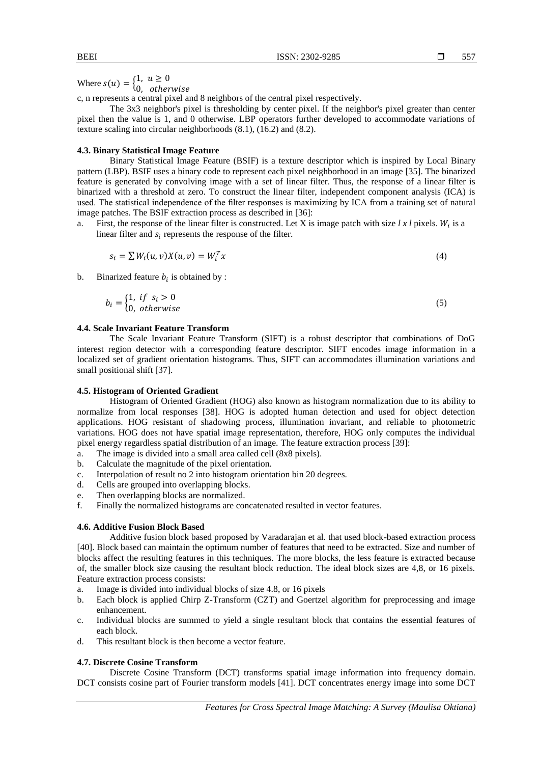Where $s(u) = \begin{cases} 1, & u \geq 0 \\ 0, & otherwise \end{cases}$

c, n represents a central pixel and 8 neighbors of the central pixel respectively.

The 3x3 neighbor's pixel is thresholding by center pixel. If the neighbor's pixel greater than center pixel then the value is 1, and 0 otherwise. LBP operators further developed to accommodate variations of texture scaling into circular neighborhoods (8.1), (16.2) and (8.2).

### 4.3. Binary Statistical Image Feature

Binary Statistical Image Feature (BSIF) is a texture descriptor which is inspired by Local Binary pattern (LBP). BSIF uses a binary code to represent each pixel neighborhood in an image [35]. The binarized feature is generated by convolving image with a set of linear filter. Thus, the response of a linear filter is binarized with a threshold at zero. To construct the linear filter, independent component analysis (ICA) is used. The statistical independence of the filter responses is maximizing by ICA from a training set of natural image patches. The BSIF extraction process as described in [36]:

a. First, the response of the linear filter is constructed. Let X is image patch with size *l x l* pixels. $W_i$ is a linear filter and $s_i$ represents the response of the filter.

$$s_i = \sum W_i(u, v)X(u, v) = W_i^T x \tag{4}$$

b. Binarized feature $b_i$ is obtained by :

$$b_i = \begin{cases} 1, & if \ s_i > 0 \\ 0, & otherwise \end{cases} \tag{5}$$

### 4.4. Scale Invariant Feature Transform

The Scale Invariant Feature Transform (SIFT) is a robust descriptor that combinations of DoG interest region detector with a corresponding feature descriptor. SIFT encodes image information in a localized set of gradient orientation histograms. Thus, SIFT can accommodates illumination variations and small positional shift [37].

### 4.5. Histogram of Oriented Gradient

Histogram of Oriented Gradient (HOG) also known as histogram normalization due to its ability to normalize from local responses [38]. HOG is adopted human detection and used for object detection applications. HOG resistant of shadowing process, illumination invariant, and reliable to photometric variations. HOG does not have spatial image representation, therefore, HOG only computes the individual pixel energy regardless spatial distribution of an image. The feature extraction process [39]:

a. The image is divided into a small area called cell (8x8 pixels).
b. Calculate the magnitude of the pixel orientation.
c. Interpolation of result no 2 into histogram orientation bin 20 degrees.
d. Cells are grouped into overlapping blocks.
e. Then overlapping blocks are normalized.
f. Finally the normalized histograms are concatenated resulted in vector features.

### 4.6. Additive Fusion Block Based

Additive fusion block based proposed by Varadarajan et al. that used block-based extraction process [40]. Block based can maintain the optimum number of features that need to be extracted. Size and number of blocks affect the resulting features in this techniques. The more blocks, the less feature is extracted because of, the smaller block size causing the resultant block reduction. The ideal block sizes are 4,8, or 16 pixels. Feature extraction process consists:

a. Image is divided into individual blocks of size 4.8, or 16 pixels
b. Each block is applied Chirp Z-Transform (CZT) and Goertzel algorithm for preprocessing and image enhancement.
c. Individual blocks are summed to yield a single resultant block that contains the essential features of each block.
d. This resultant block is then become a vector feature.

### 4.7. Discrete Cosine Transform

Discrete Cosine Transform (DCT) transforms spatial image information into frequency domain. DCT consists cosine part of Fourier transform models [41]. DCT concentrates energy image into some DCT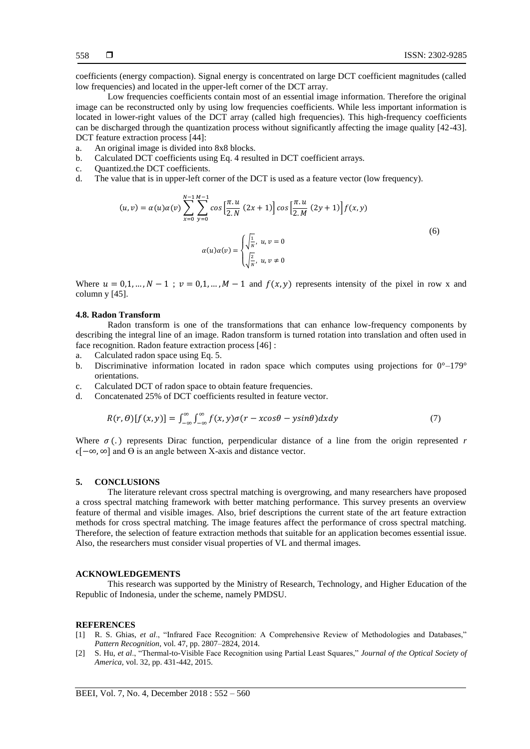coefficients (energy compaction). Signal energy is concentrated on large DCT coefficient magnitudes (called low frequencies) and located in the upper-left corner of the DCT array.

Low frequencies coefficients contain most of an essential image information. Therefore the original image can be reconstructed only by using low frequencies coefficients. While less important information is located in lower-right values of the DCT array (called high frequencies). This high-frequency coefficients can be discharged through the quantization process without significantly affecting the image quality [42-43]. DCT feature extraction process [44]:

a. An original image is divided into 8x8 blocks.
b. Calculated DCT coefficients using Eq. 4 resulted in DCT coefficient arrays.
c. Quantized.the DCT coefficients.
d. The value that is in upper-left corner of the DCT is used as a feature vector (low frequency).

$$(u,v) = \alpha(u)\alpha(v)\sum_{x=0}^{N-1}\sum_{y=0}^{M-1} cos\left[\frac{\pi.u}{2.N}\,(2x+1)\right] cos\left[\frac{\pi.u}{2.M}\,(2y+1)\right] f(x,y)$$

$$\alpha(u)\alpha(v) = \begin{cases} \sqrt{\frac{1}{N}}, & u,v = 0 \\ \sqrt{\frac{2}{N}}, & u,v \neq 0 \end{cases} \tag{6}$$

Where $u = 0,1,\ldots,N-1$ ; $v = 0,1,\ldots,M-1$ and $f(x,y)$ represents intensity of the pixel in row x and column y [45].

### 4.8. Radon Transform

Radon transform is one of the transformations that can enhance low-frequency components by describing the integral line of an image. Radon transform is turned rotation into translation and often used in face recognition. Radon feature extraction process [46] :

a. Calculated radon space using Eq. 5.
b. Discriminative information located in radon space which computes using projections for 0°–179° orientations.
c. Calculated DCT of radon space to obtain feature frequencies.
d. Concatenated 25% of DCT coefficients resulted in feature vector.

$$R(r,\Theta)[f(x,y)] = \int_{-\infty}^{\infty}\int_{-\infty}^{\infty} f(x,y)\sigma(r - xcos\theta - ysin\theta)dxdy \tag{7}$$

Where $\sigma(.)$ represents Dirac function, perpendicular distance of a line from the origin represented $r$ $\epsilon[-\infty,\infty]$ and $\Theta$ is an angle between X-axis and distance vector.

## 5. CONCLUSIONS

The literature relevant cross spectral matching is overgrowing, and many researchers have proposed a cross spectral matching framework with better matching performance. This survey presents an overview feature of thermal and visible images. Also, brief descriptions the current state of the art feature extraction methods for cross spectral matching. The image features affect the performance of cross spectral matching. Therefore, the selection of feature extraction methods that suitable for an application becomes essential issue. Also, the researchers must consider visual properties of VL and thermal images.

## ACKNOWLEDGEMENTS

This research was supported by the Ministry of Research, Technology, and Higher Education of the Republic of Indonesia, under the scheme, namely PMDSU.

## REFERENCES

[1] R. S. Ghias, *et al*., "Infrared Face Recognition: A Comprehensive Review of Methodologies and Databases," *Pattern Recognition*, vol. 47, pp. 2807–2824, 2014.

[2] S. Hu, *et al*., "Thermal-to-Visible Face Recognition using Partial Least Squares," *Journal of the Optical Society of America*, vol. 32, pp. 431-442, 2015.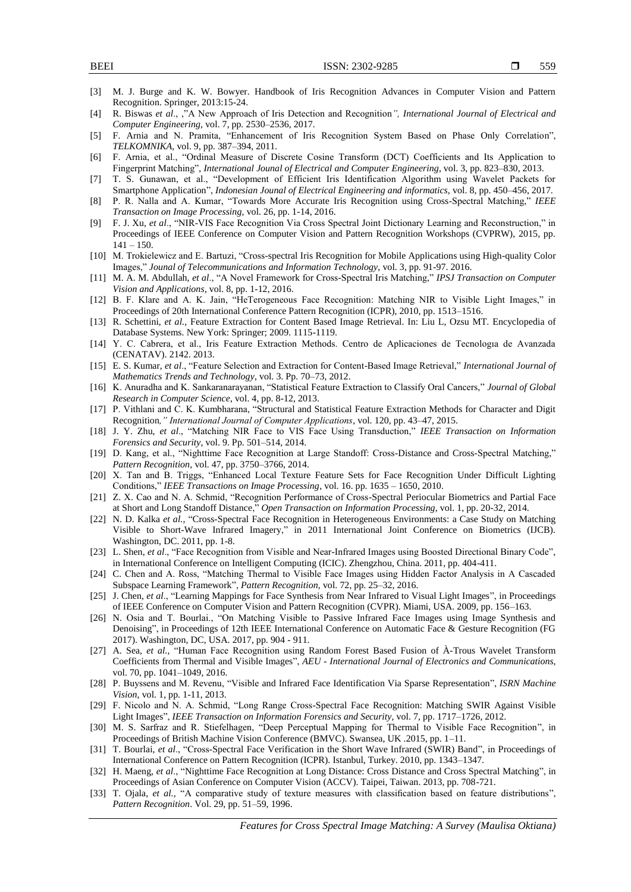[3] M. J. Burge and K. W. Bowyer. Handbook of Iris Recognition Advances in Computer Vision and Pattern Recognition. Springer, 2013:15-24.

[4] R. Biswas *et al*., ,"A New Approach of Iris Detection and Recognition*", International Journal of Electrical and Computer Engineering*, vol. 7, pp. 2530–2536, 2017.

[5] F. Arnia and N. Pramita, "Enhancement of Iris Recognition System Based on Phase Only Correlation", *TELKOMNIKA*, vol. 9, pp. 387–394, 2011.

[6] F. Arnia, et al., "Ordinal Measure of Discrete Cosine Transform (DCT) Coefficients and Its Application to Fingerprint Matching", *International Jounal of Electrical and Computer Engineering*, vol. 3, pp. 823–830, 2013.

[7] T. S. Gunawan, et al., "Development of Efficient Iris Identification Algorithm using Wavelet Packets for Smartphone Application", *Indonesian Jounal of Electrical Engineering and informatics,* vol. 8, pp. 450–456, 2017.

[8] P. R. Nalla and A. Kumar, "Towards More Accurate Iris Recognition using Cross-Spectral Matching," *IEEE Transaction on Image Processing*, vol. 26, pp. 1-14, 2016.

[9] F. J. Xu, *et al*., "NIR-VIS Face Recognition Via Cross Spectral Joint Dictionary Learning and Reconstruction," in Proceedings of IEEE Conference on Computer Vision and Pattern Recognition Workshops (CVPRW), 2015, pp. 141 – 150.

[10] M. Trokielewicz and E. Bartuzi, "Cross-spectral Iris Recognition for Mobile Applications using High-quality Color Images," *Jounal of Telecommunications and Information Technology*, vol. 3, pp. 91-97. 2016.

[11] M. A. M. Abdullah, *et al*., "A Novel Framework for Cross-Spectral Iris Matching," *IPSJ Transaction on Computer Vision and Applications*, vol. 8, pp. 1-12, 2016.

[12] B. F. Klare and A. K. Jain, "HeTerogeneous Face Recognition: Matching NIR to Visible Light Images," in Proceedings of 20th International Conference Pattern Recognition (ICPR), 2010, pp. 1513–1516.

[13] R. Schettini, *et al.*, Feature Extraction for Content Based Image Retrieval. In: Liu L, Ozsu MT. Encyclopedia of Database Systems. New York: Springer; 2009. 1115-1119.

[14] Y. C. Cabrera, et al., Iris Feature Extraction Methods. Centro de Aplicaciones de Tecnologıa de Avanzada (CENATAV). 2142. 2013.

[15] E. S. Kumar, *et al*., "Feature Selection and Extraction for Content-Based Image Retrieval," *International Journal of Mathematics Trends and Technology*, vol. 3. Pp. 70–73, 2012.

[16] K. Anuradha and K. Sankaranarayanan, "Statistical Feature Extraction to Classify Oral Cancers," *Journal of Global Research in Computer Science*, vol. 4, pp. 8-12, 2013.

[17] P. Vithlani and C. K. Kumbharana, "Structural and Statistical Feature Extraction Methods for Character and Digit Recognition*," International Journal of Computer Applications*, vol. 120, pp. 43–47, 2015.

[18] J. Y. Zhu, *et al*., "Matching NIR Face to VIS Face Using Transduction," *IEEE Transaction on Information Forensics and Security*, vol. 9. Pp. 501–514, 2014.

[19] D. Kang, et al., "Nighttime Face Recognition at Large Standoff: Cross-Distance and Cross-Spectral Matching," *Pattern Recognition*, vol. 47, pp. 3750–3766, 2014.

[20] X. Tan and B. Triggs, "Enhanced Local Texture Feature Sets for Face Recognition Under Difficult Lighting Conditions," *IEEE Transactions on Image Processing*, vol. 16. pp. 1635 – 1650, 2010.

[21] Z. X. Cao and N. A. Schmid, "Recognition Performance of Cross-Spectral Periocular Biometrics and Partial Face at Short and Long Standoff Distance," *Open Transaction on Information Processing*, vol. 1, pp. 20-32, 2014.

[22] N. D. Kalka *et al.,* "Cross-Spectral Face Recognition in Heterogeneous Environments: a Case Study on Matching Visible to Short-Wave Infrared Imagery," in 2011 International Joint Conference on Biometrics (IJCB). Washington, DC. 2011, pp. 1-8.

[23] L. Shen, *et al*., "Face Recognition from Visible and Near-Infrared Images using Boosted Directional Binary Code", in International Conference on Intelligent Computing (ICIC). Zhengzhou, China. 2011, pp. 404-411.

[24] C. Chen and A. Ross, "Matching Thermal to Visible Face Images using Hidden Factor Analysis in A Cascaded Subspace Learning Framework", *Pattern Recognition*, vol. 72, pp. 25–32, 2016.

[25] J. Chen, *et al*., "Learning Mappings for Face Synthesis from Near Infrared to Visual Light Images", in Proceedings of IEEE Conference on Computer Vision and Pattern Recognition (CVPR). Miami, USA. 2009, pp. 156–163.

[26] N. Osia and T. Bourlai., "On Matching Visible to Passive Infrared Face Images using Image Synthesis and Denoising", in Proceedings of 12th IEEE International Conference on Automatic Face & Gesture Recognition (FG 2017). Washington, DC, USA. 2017, pp. 904 - 911.

[27] A. Sea, *et al.,* "Human Face Recognition using Random Forest Based Fusion of À-Trous Wavelet Transform Coefficients from Thermal and Visible Images", *AEU - International Journal of Electronics and Communications,* vol. 70, pp. 1041–1049, 2016.

[28] P. Buyssens and M. Revenu, "Visible and Infrared Face Identification Via Sparse Representation", *ISRN Machine Vision*, vol. 1, pp. 1-11, 2013.

[29] F. Nicolo and N. A. Schmid, "Long Range Cross-Spectral Face Recognition: Matching SWIR Against Visible Light Images", *IEEE Transaction on Information Forensics and Security,* vol. 7, pp. 1717–1726, 2012.

[30] M. S. Sarfraz and R. Stiefelhagen, "Deep Perceptual Mapping for Thermal to Visible Face Recognition", in Proceedings of British Machine Vision Conference (BMVC). Swansea, UK .2015, pp. 1–11.

[31] T. Bourlai, *et al*., "Cross-Spectral Face Verification in the Short Wave Infrared (SWIR) Band", in Proceedings of International Conference on Pattern Recognition (ICPR). Istanbul, Turkey. 2010, pp. 1343–1347.

[32] H. Maeng, *et al*., "Nighttime Face Recognition at Long Distance: Cross Distance and Cross Spectral Matching", in Proceedings of Asian Conference on Computer Vision (ACCV). Taipei, Taiwan. 2013, pp. 708-721.

[33] T. Ojala, *et al.,* "A comparative study of texture measures with classification based on feature distributions", *Pattern Recognition*. Vol. 29, pp. 51–59, 1996.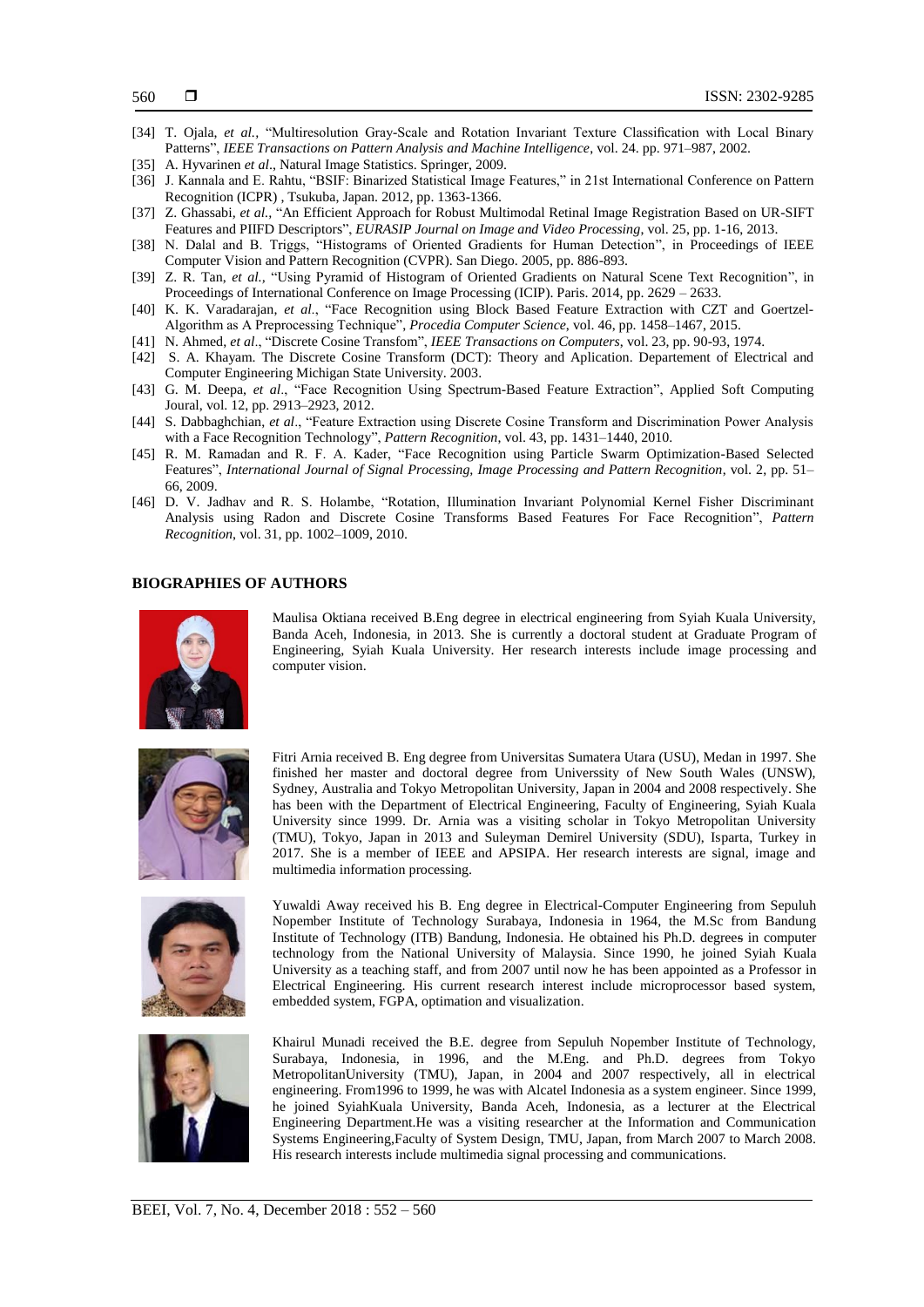[34] T. Ojala, *et al.*, "Multiresolution Gray-Scale and Rotation Invariant Texture Classification with Local Binary Patterns", *IEEE Transactions on Pattern Analysis and Machine Intelligence*, vol. 24. pp. 971–987, 2002.

[35] A. Hyvarinen *et al*., Natural Image Statistics. Springer, 2009.

[36] J. Kannala and E. Rahtu, "BSIF: Binarized Statistical Image Features," in 21st International Conference on Pattern Recognition (ICPR) , Tsukuba, Japan. 2012, pp. 1363-1366.

[37] Z. Ghassabi, *et al.*, "An Efficient Approach for Robust Multimodal Retinal Image Registration Based on UR-SIFT Features and PIIFD Descriptors", *EURASIP Journal on Image and Video Processing*, vol. 25, pp. 1-16, 2013.

[38] N. Dalal and B. Triggs, "Histograms of Oriented Gradients for Human Detection", in Proceedings of IEEE Computer Vision and Pattern Recognition (CVPR). San Diego. 2005, pp. 886-893.

[39] Z. R. Tan, *et al.*, "Using Pyramid of Histogram of Oriented Gradients on Natural Scene Text Recognition", in Proceedings of International Conference on Image Processing (ICIP). Paris. 2014, pp. 2629 – 2633.

[40] K. K. Varadarajan, *et al*., "Face Recognition using Block Based Feature Extraction with CZT and Goertzel-Algorithm as A Preprocessing Technique", *Procedia Computer Science*, vol. 46, pp. 1458–1467, 2015.

[41] N. Ahmed, *et al*., "Discrete Cosine Transform", *IEEE Transactions on Computers*, vol. 23, pp. 90-93, 1974.

[42] S. A. Khayam. The Discrete Cosine Transform (DCT): Theory and Aplication. Departement of Electrical and Computer Engineering Michigan State University. 2003.

[43] G. M. Deepa, *et al*., "Face Recognition Using Spectrum-Based Feature Extraction", Applied Soft Computing Joural, vol. 12, pp. 2913–2923, 2012.

[44] S. Dabbaghchian, *et al*., "Feature Extraction using Discrete Cosine Transform and Discrimination Power Analysis with a Face Recognition Technology", *Pattern Recognition*, vol. 43, pp. 1431–1440, 2010.

[45] R. M. Ramadan and R. F. A. Kader, "Face Recognition using Particle Swarm Optimization-Based Selected Features", *International Journal of Signal Processing, Image Processing and Pattern Recognition*, vol. 2, pp. 51–66, 2009.

[46] D. V. Jadhav and R. S. Holambe, "Rotation, Illumination Invariant Polynomial Kernel Fisher Discriminant Analysis using Radon and Discrete Cosine Transforms Based Features For Face Recognition", *Pattern Recognition*, vol. 31, pp. 1002–1009, 2010.

**BIOGRAPHIES OF AUTHORS**

Maulisa Oktiana received B.Eng degree in electrical engineering from Syiah Kuala University, Banda Aceh, Indonesia, in 2013. She is currently a doctoral student at Graduate Program of Engineering, Syiah Kuala University. Her research interests include image processing and computer vision.

Fitri Arnia received B. Eng degree from Universitas Sumatera Utara (USU), Medan in 1997. She finished her master and doctoral degree from Universsity of New South Wales (UNSW), Sydney, Australia and Tokyo Metropolitan University, Japan in 2004 and 2008 respectively. She has been with the Department of Electrical Engineering, Faculty of Engineering, Syiah Kuala University since 1999. Dr. Arnia was a visiting scholar in Tokyo Metropolitan University (TMU), Tokyo, Japan in 2013 and Suleyman Demirel University (SDU), Isparta, Turkey in 2017. She is a member of IEEE and APSIPA. Her research interests are signal, image and multimedia information processing.

Yuwaldi Away received his B. Eng degree in Electrical-Computer Engineering from Sepuluh Nopember Institute of Technology Surabaya, Indonesia in 1964, the M.Sc from Bandung Institute of Technology (ITB) Bandung, Indonesia. He obtained his Ph.D. degrees in computer technology from the National University of Malaysia. Since 1990, he joined Syiah Kuala University as a teaching staff, and from 2007 until now he has been appointed as a Professor in Electrical Engineering. His current research interest include microprocessor based system, embedded system, FGPA, optimation and visualization.

Khairul Munadi received the B.E. degree from Sepuluh Nopember Institute of Technology, Surabaya, Indonesia, in 1996, and the M.Eng. and Ph.D. degrees from Tokyo MetropolitanUniversity (TMU), Japan, in 2004 and 2007 respectively, all in electrical engineering. From1996 to 1999, he was with Alcatel Indonesia as a system engineer. Since 1999, he joined SyiahKuala University, Banda Aceh, Indonesia, as a lecturer at the Electrical Engineering Department.He was a visiting researcher at the Information and Communication Systems Engineering,Faculty of System Design, TMU, Japan, from March 2007 to March 2008. His research interests include multimedia signal processing and communications.